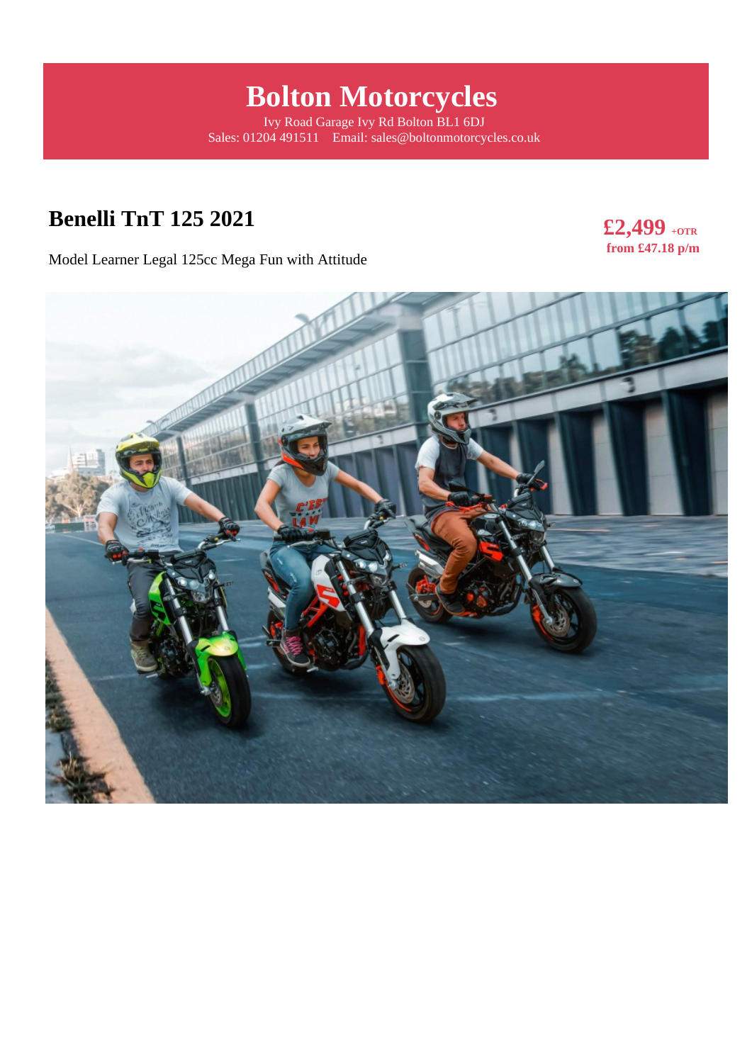# Bolton Motorcycles

Ivy Road Garage Ivy Rd Bolton BL1 6DJ
Sales: 01204 491511 Email: sales@boltonmotorcycles.co.uk

## Benelli TnT 125 2021

**£2,499** **+OTR**
**from £47.18 p/m**

Model Learner Legal 125cc Mega Fun with Attitude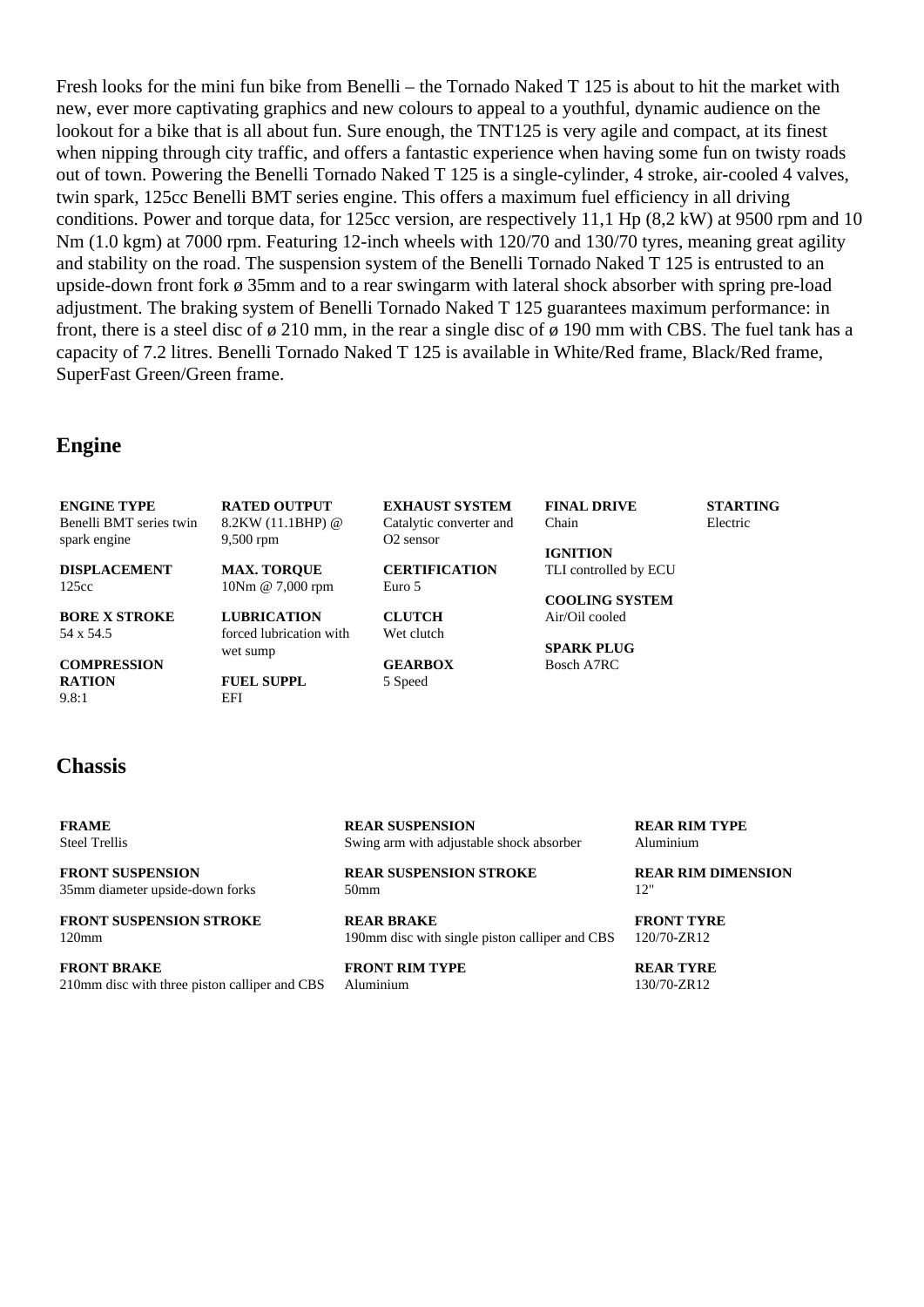Fresh looks for the mini fun bike from Benelli – the Tornado Naked T 125 is about to hit the market with new, ever more captivating graphics and new colours to appeal to a youthful, dynamic audience on the lookout for a bike that is all about fun. Sure enough, the TNT125 is very agile and compact, at its finest when nipping through city traffic, and offers a fantastic experience when having some fun on twisty roads out of town. Powering the Benelli Tornado Naked T 125 is a single-cylinder, 4 stroke, air-cooled 4 valves, twin spark, 125cc Benelli BMT series engine. This offers a maximum fuel efficiency in all driving conditions. Power and torque data, for 125cc version, are respectively 11,1 Hp (8,2 kW) at 9500 rpm and 10 Nm (1.0 kgm) at 7000 rpm. Featuring 12-inch wheels with 120/70 and 130/70 tyres, meaning great agility and stability on the road. The suspension system of the Benelli Tornado Naked T 125 is entrusted to an upside-down front fork ø 35mm and to a rear swingarm with lateral shock absorber with spring pre-load adjustment. The braking system of Benelli Tornado Naked T 125 guarantees maximum performance: in front, there is a steel disc of ø 210 mm, in the rear a single disc of ø 190 mm with CBS. The fuel tank has a capacity of 7.2 litres. Benelli Tornado Naked T 125 is available in White/Red frame, Black/Red frame, SuperFast Green/Green frame.

## Engine

**ENGINE TYPE**
Benelli BMT series twin spark engine

**DISPLACEMENT**
125cc

**BORE X STROKE**
54 x 54.5

**COMPRESSION RATION**
9.8:1

**RATED OUTPUT**
8.2KW (11.1BHP) @ 9,500 rpm

**MAX. TORQUE**
10Nm @ 7,000 rpm

**LUBRICATION**
forced lubrication with wet sump

**FUEL SUPPL**
EFI

**EXHAUST SYSTEM**
Catalytic converter and O2 sensor

**CERTIFICATION**
Euro 5

**CLUTCH**
Wet clutch

**GEARBOX**
5 Speed

**FINAL DRIVE**
Chain

**IGNITION**
TLI controlled by ECU

**COOLING SYSTEM**
Air/Oil cooled

**SPARK PLUG**
Bosch A7RC

**STARTING**
Electric

## Chassis

**FRAME**
Steel Trellis

**FRONT SUSPENSION**
35mm diameter upside-down forks

**FRONT SUSPENSION STROKE**
120mm

**FRONT BRAKE**
210mm disc with three piston calliper and CBS

**REAR SUSPENSION**
Swing arm with adjustable shock absorber

**REAR SUSPENSION STROKE**
50mm

**REAR BRAKE**
190mm disc with single piston calliper and CBS

**FRONT RIM TYPE**
Aluminium

**REAR RIM TYPE**
Aluminium

**REAR RIM DIMENSION**
12"

**FRONT TYRE**
120/70-ZR12

**REAR TYRE**
130/70-ZR12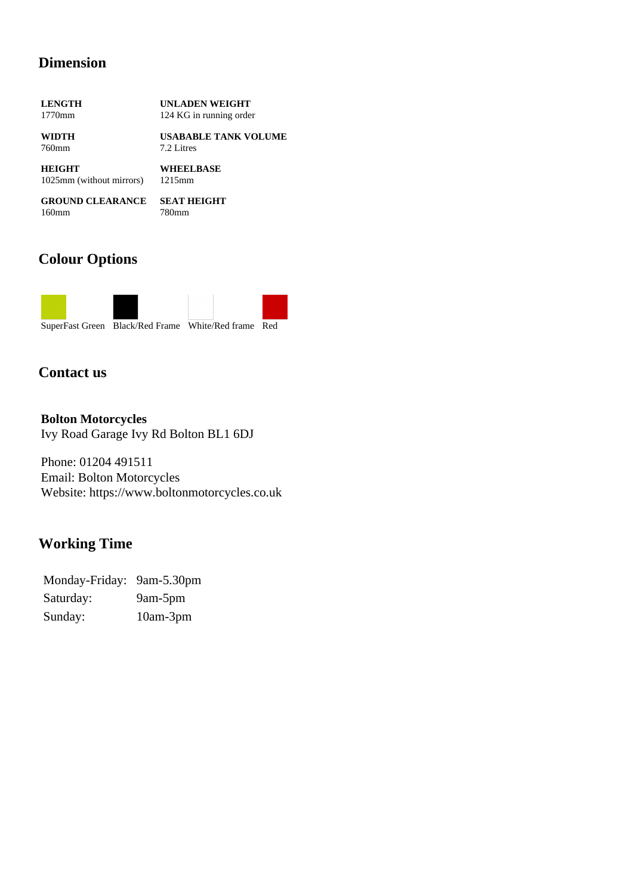## Dimension

| | |
|---|---|
| **LENGTH**<br>1770mm | **UNLADEN WEIGHT**<br>124 KG in running order |
| **WIDTH**<br>760mm | **USABABLE TANK VOLUME**<br>7.2 Litres |
| **HEIGHT**<br>1025mm (without mirrors) | **WHEELBASE**<br>1215mm |
| **GROUND CLEARANCE**<br>160mm | **SEAT HEIGHT**<br>780mm |

## Colour Options

| | | | |
|---|---|---|---|
| SuperFast Green | Black/Red Frame | White/Red frame | Red |

## Contact us

**Bolton Motorcycles**
Ivy Road Garage Ivy Rd Bolton BL1 6DJ

Phone: 01204 491511
Email: Bolton Motorcycles
Website: https://www.boltonmotorcycles.co.uk

## Working Time

| | |
|---|---|
| Monday-Friday: | 9am-5.30pm |
| Saturday: | 9am-5pm |
| Sunday: | 10am-3pm |